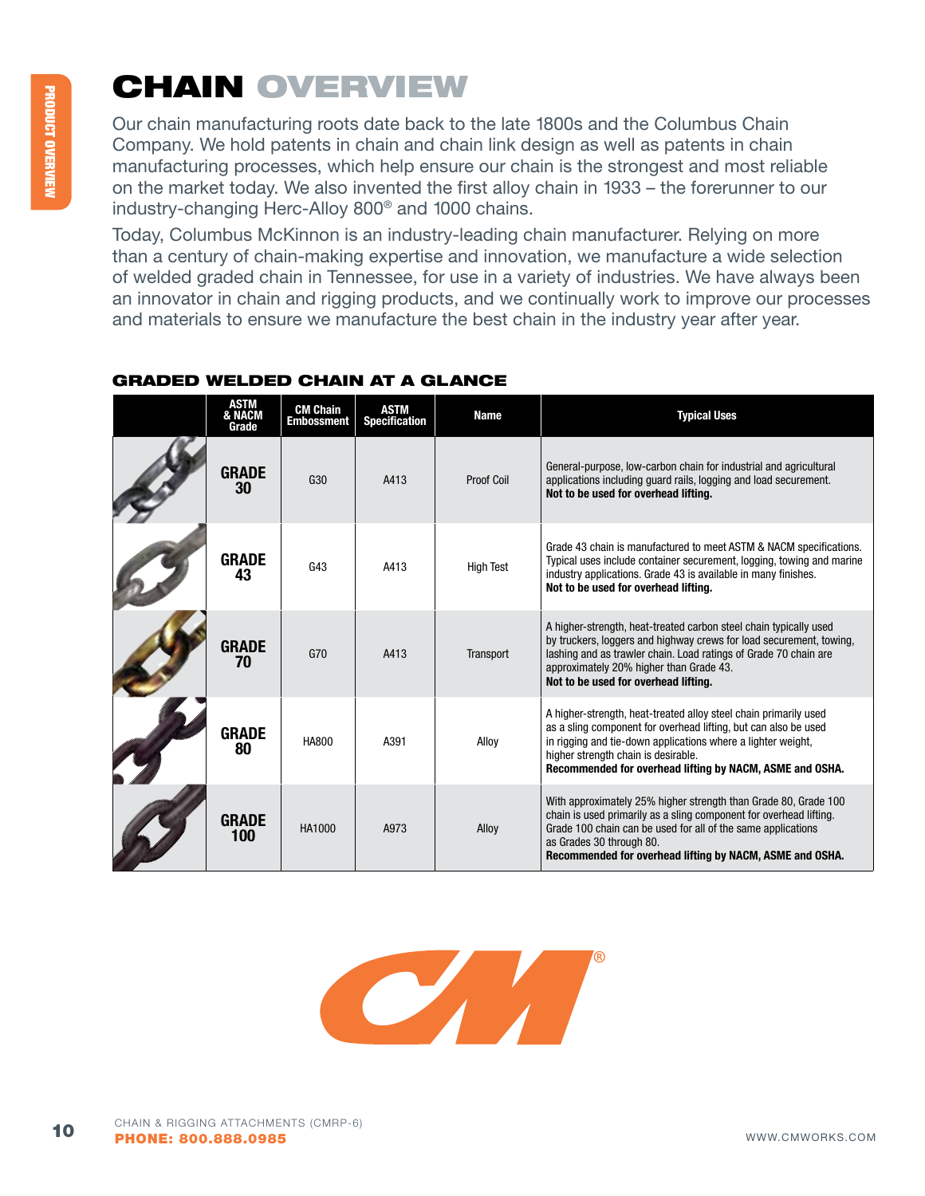# CHAIN OVERVIEW

Our chain manufacturing roots date back to the late 1800s and the Columbus Chain Company. We hold patents in chain and chain link design as well as patents in chain manufacturing processes, which help ensure our chain is the strongest and most reliable on the market today. We also invented the first alloy chain in 1933 – the forerunner to our industry-changing Herc-Alloy 800® and 1000 chains.

Today, Columbus McKinnon is an industry-leading chain manufacturer. Relying on more than a century of chain-making expertise and innovation, we manufacture a wide selection of welded graded chain in Tennessee, for use in a variety of industries. We have always been an innovator in chain and rigging products, and we continually work to improve our processes and materials to ensure we manufacture the best chain in the industry year after year.

## GRADED WELDED CHAIN AT A GLANCE

| | ASTM & NACM Grade | CM Chain Embossment | ASTM Specification | Name | Typical Uses |
|---|---|---|---|---|---|
| | **GRADE 30** | G30 | A413 | Proof Coil | General-purpose, low-carbon chain for industrial and agricultural applications including guard rails, logging and load securement. **Not to be used for overhead lifting.** |
| | **GRADE 43** | G43 | A413 | High Test | Grade 43 chain is manufactured to meet ASTM & NACM specifications. Typical uses include container securement, logging, towing and marine industry applications. Grade 43 is available in many finishes. **Not to be used for overhead lifting.** |
| | **GRADE 70** | G70 | A413 | Transport | A higher-strength, heat-treated carbon steel chain typically used by truckers, loggers and highway crews for load securement, towing, lashing and as trawler chain. Load ratings of Grade 70 chain are approximately 20% higher than Grade 43. **Not to be used for overhead lifting.** |
| | **GRADE 80** | HA800 | A391 | Alloy | A higher-strength, heat-treated alloy steel chain primarily used as a sling component for overhead lifting, but can also be used in rigging and tie-down applications where a lighter weight, higher strength chain is desirable. **Recommended for overhead lifting by NACM, ASME and OSHA.** |
| | **GRADE 100** | HA1000 | A973 | Alloy | With approximately 25% higher strength than Grade 80, Grade 100 chain is used primarily as a sling component for overhead lifting. Grade 100 chain can be used for all of the same applications as Grades 30 through 80. **Recommended for overhead lifting by NACM, ASME and OSHA.** |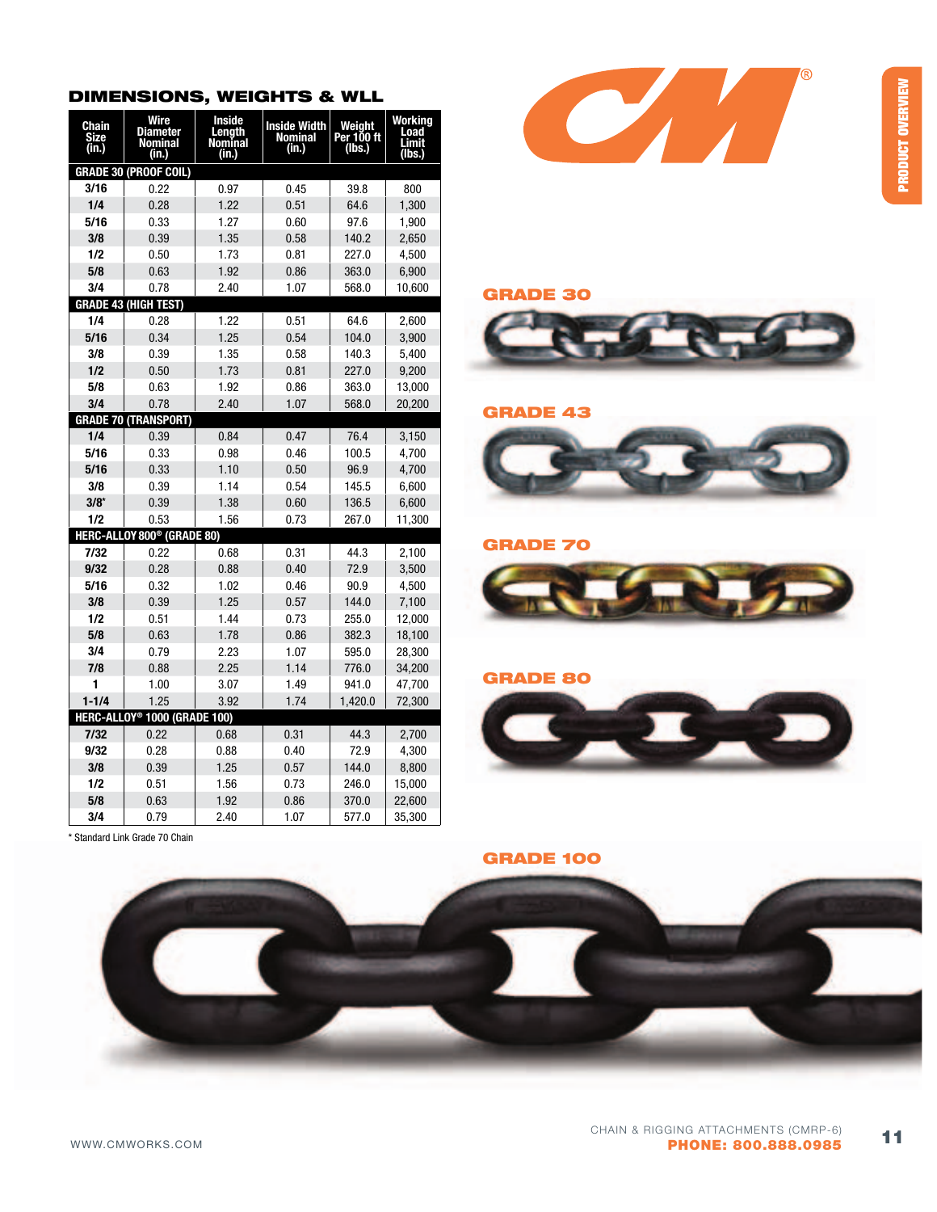## DIMENSIONS, WEIGHTS & WLL

| Chain Size (in.) | Wire Diameter Nominal (in.) | Inside Length Nominal (in.) | Inside Width Nominal (in.) | Weight Per 100 ft (lbs.) | Working Load Limit (lbs.) |
|---|---|---|---|---|---|
| **GRADE 30 (PROOF COIL)** | | | | | |
| 3/16 | 0.22 | 0.97 | 0.45 | 39.8 | 800 |
| 1/4 | 0.28 | 1.22 | 0.51 | 64.6 | 1,300 |
| 5/16 | 0.33 | 1.27 | 0.60 | 97.6 | 1,900 |
| 3/8 | 0.39 | 1.35 | 0.58 | 140.2 | 2,650 |
| 1/2 | 0.50 | 1.73 | 0.81 | 227.0 | 4,500 |
| 5/8 | 0.63 | 1.92 | 0.86 | 363.0 | 6,900 |
| 3/4 | 0.78 | 2.40 | 1.07 | 568.0 | 10,600 |
| **GRADE 43 (HIGH TEST)** | | | | | |
| 1/4 | 0.28 | 1.22 | 0.51 | 64.6 | 2,600 |
| 5/16 | 0.34 | 1.25 | 0.54 | 104.0 | 3,900 |
| 3/8 | 0.39 | 1.35 | 0.58 | 140.3 | 5,400 |
| 1/2 | 0.50 | 1.73 | 0.81 | 227.0 | 9,200 |
| 5/8 | 0.63 | 1.92 | 0.86 | 363.0 | 13,000 |
| 3/4 | 0.78 | 2.40 | 1.07 | 568.0 | 20,200 |
| **GRADE 70 (TRANSPORT)** | | | | | |
| 1/4 | 0.39 | 0.84 | 0.47 | 76.4 | 3,150 |
| 5/16 | 0.33 | 0.98 | 0.46 | 100.5 | 4,700 |
| 5/16 | 0.33 | 1.10 | 0.50 | 96.9 | 4,700 |
| 3/8 | 0.39 | 1.14 | 0.54 | 145.5 | 6,600 |
| 3/8* | 0.39 | 1.38 | 0.60 | 136.5 | 6,600 |
| 1/2 | 0.53 | 1.56 | 0.73 | 267.0 | 11,300 |
| **HERC-ALLOY 800® (GRADE 80)** | | | | | |
| 7/32 | 0.22 | 0.68 | 0.31 | 44.3 | 2,100 |
| 9/32 | 0.28 | 0.88 | 0.40 | 72.9 | 3,500 |
| 5/16 | 0.32 | 1.02 | 0.46 | 90.9 | 4,500 |
| 3/8 | 0.39 | 1.25 | 0.57 | 144.0 | 7,100 |
| 1/2 | 0.51 | 1.44 | 0.73 | 255.0 | 12,000 |
| 5/8 | 0.63 | 1.78 | 0.86 | 382.3 | 18,100 |
| 3/4 | 0.79 | 2.23 | 1.07 | 595.0 | 28,300 |
| 7/8 | 0.88 | 2.25 | 1.14 | 776.0 | 34,200 |
| 1 | 1.00 | 3.07 | 1.49 | 941.0 | 47,700 |
| 1-1/4 | 1.25 | 3.92 | 1.74 | 1,420.0 | 72,300 |
| **HERC-ALLOY® 1000 (GRADE 100)** | | | | | |
| 7/32 | 0.22 | 0.68 | 0.31 | 44.3 | 2,700 |
| 9/32 | 0.28 | 0.88 | 0.40 | 72.9 | 4,300 |
| 3/8 | 0.39 | 1.25 | 0.57 | 144.0 | 8,800 |
| 1/2 | 0.51 | 1.56 | 0.73 | 246.0 | 15,000 |
| 5/8 | 0.63 | 1.92 | 0.86 | 370.0 | 22,600 |
| 3/4 | 0.79 | 2.40 | 1.07 | 577.0 | 35,300 |

\* Standard Link Grade 70 Chain

**GRADE 30**

**GRADE 43**

**GRADE 70**

**GRADE 80**

**GRADE 100**

WWW.CMWORKS.COM

CHAIN & RIGGING ATTACHMENTS (CMRP-6)
**PHONE: 800.888.0985**